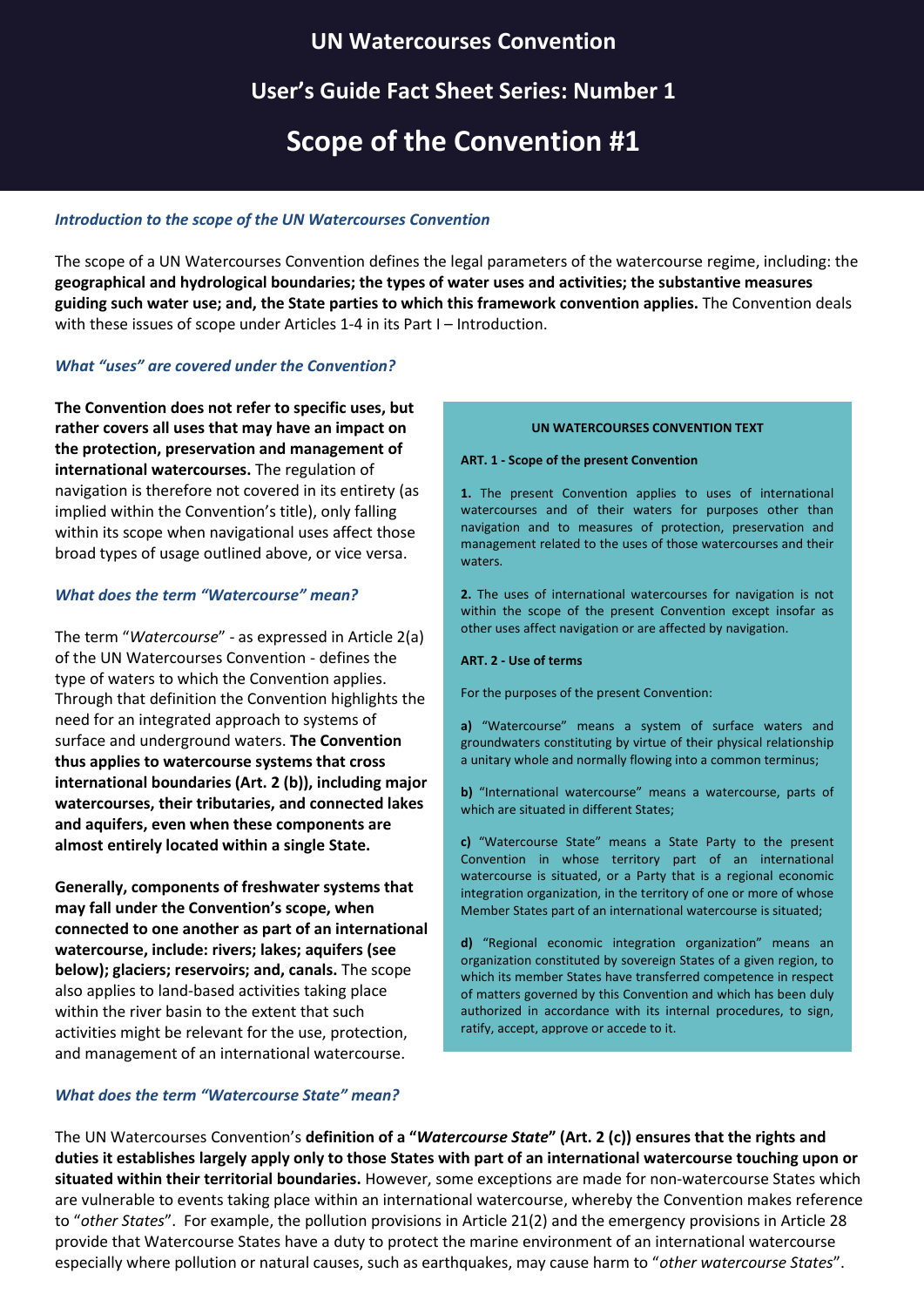# UN Watercourses Convention

## User's Guide Fact Sheet Series: Number 1

# Scope of the Convention #1

### *Introduction to the scope of the UN Watercourses Convention*

The scope of a UN Watercourses Convention defines the legal parameters of the watercourse regime, including: the **geographical and hydrological boundaries; the types of water uses and activities; the substantive measures guiding such water use; and, the State parties to which this framework convention applies.** The Convention deals with these issues of scope under Articles 1-4 in its Part I – Introduction.

### *What "uses" are covered under the Convention?*

**The Convention does not refer to specific uses, but rather covers all uses that may have an impact on the protection, preservation and management of international watercourses.** The regulation of navigation is therefore not covered in its entirety (as implied within the Convention's title), only falling within its scope when navigational uses affect those broad types of usage outlined above, or vice versa.

### *What does the term "Watercourse" mean?*

The term "*Watercourse*" - as expressed in Article 2(a) of the UN Watercourses Convention - defines the type of waters to which the Convention applies. Through that definition the Convention highlights the need for an integrated approach to systems of surface and underground waters. **The Convention thus applies to watercourse systems that cross international boundaries (Art. 2 (b)), including major watercourses, their tributaries, and connected lakes and aquifers, even when these components are almost entirely located within a single State.**

**Generally, components of freshwater systems that may fall under the Convention's scope, when connected to one another as part of an international watercourse, include: rivers; lakes; aquifers (see below); glaciers; reservoirs; and, canals.** The scope also applies to land-based activities taking place within the river basin to the extent that such activities might be relevant for the use, protection, and management of an international watercourse.

> **UN WATERCOURSES CONVENTION TEXT**
>
> **ART. 1 - Scope of the present Convention**
>
> **1.** The present Convention applies to uses of international watercourses and of their waters for purposes other than navigation and to measures of protection, preservation and management related to the uses of those watercourses and their waters.
>
> **2.** The uses of international watercourses for navigation is not within the scope of the present Convention except insofar as other uses affect navigation or are affected by navigation.
>
> **ART. 2 - Use of terms**
>
> For the purposes of the present Convention:
>
> **a)** "Watercourse" means a system of surface waters and groundwaters constituting by virtue of their physical relationship a unitary whole and normally flowing into a common terminus;
>
> **b)** "International watercourse" means a watercourse, parts of which are situated in different States;
>
> **c)** "Watercourse State" means a State Party to the present Convention in whose territory part of an international watercourse is situated, or a Party that is a regional economic integration organization, in the territory of one or more of whose Member States part of an international watercourse is situated;
>
> **d)** "Regional economic integration organization" means an organization constituted by sovereign States of a given region, to which its member States have transferred competence in respect of matters governed by this Convention and which has been duly authorized in accordance with its internal procedures, to sign, ratify, accept, approve or accede to it.

### *What does the term "Watercourse State" mean?*

The UN Watercourses Convention's **definition of a "*Watercourse State*" (Art. 2 (c)) ensures that the rights and duties it establishes largely apply only to those States with part of an international watercourse touching upon or situated within their territorial boundaries.** However, some exceptions are made for non-watercourse States which are vulnerable to events taking place within an international watercourse, whereby the Convention makes reference to "*other States*". For example, the pollution provisions in Article 21(2) and the emergency provisions in Article 28 provide that Watercourse States have a duty to protect the marine environment of an international watercourse especially where pollution or natural causes, such as earthquakes, may cause harm to "*other watercourse States*".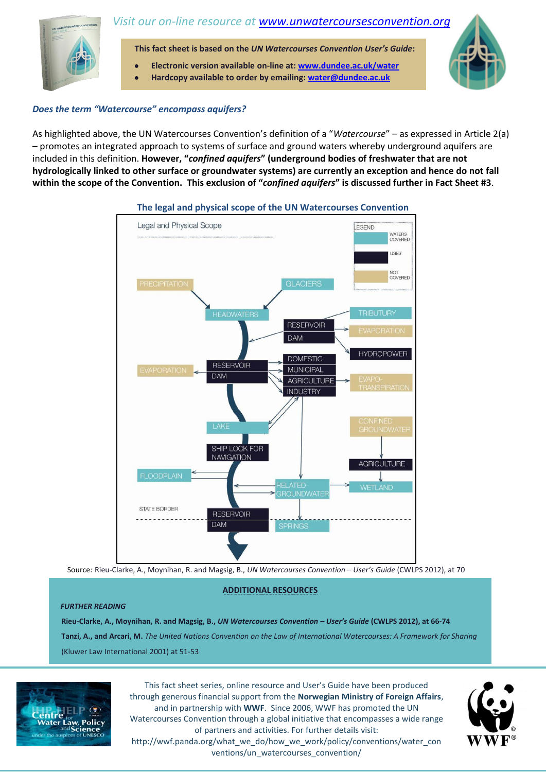*Visit our on-line resource at [www.unwatercoursesconvention.org](http://www.unwatercoursesconvention.org)*

**This fact sheet is based on the *UN Watercourses Convention User's Guide*:**

- **Electronic version available on-line at: www.dundee.ac.uk/water**
- **Hardcopy available to order by emailing: water@dundee.ac.uk**

### *Does the term "Watercourse" encompass aquifers?*

As highlighted above, the UN Watercourses Convention's definition of a "*Watercourse*" – as expressed in Article 2(a) – promotes an integrated approach to systems of surface and ground waters whereby underground aquifers are included in this definition. **However, "*confined aquifers*" (underground bodies of freshwater that are not hydrologically linked to other surface or groundwater systems) are currently an exception and hence do not fall within the scope of the Convention. This exclusion of "*confined aquifers*" is discussed further in Fact Sheet #3**.

**The legal and physical scope of the UN Watercourses Convention**

Legal and Physical Scope

LEGEND
WATERS COVERED
USES
NOT COVERED

PRECIPITATION
GLACIERS
HEADWATERS
TRIBUTARY
RESERVOIR
DAM
EVAPORATION
HYDROPOWER
EVAPORATION
RESERVOIR
DAM
DOMESTIC
MUNICIPAL
AGRICULTURE
INDUSTRY
EVAPO-TRANSPIRATION
CONFINED GROUNDWATER
LAKE
SHIP LOCK FOR NAVIGATION
AGRICULTURE
FLOODPLAIN
RELATED GROUNDWATER
WETLAND
STATE BORDER
RESERVOIR
DAM
SPRINGS

Source: Rieu-Clarke, A., Moynihan, R. and Magsig, B., *UN Watercourses Convention – User's Guide* (CWLPS 2012), at 70

## ADDITIONAL RESOURCES

***FURTHER READING***

**Rieu-Clarke, A., Moynihan, R. and Magsig, B., *UN Watercourses Convention – User's Guide* (CWLPS 2012), at 66-74**

**Tanzi, A., and Arcari, M.** *The United Nations Convention on the Law of International Watercourses: A Framework for Sharing* (Kluwer Law International 2001) at 51-53

This fact sheet series, online resource and User's Guide have been produced through generous financial support from the **Norwegian Ministry of Foreign Affairs**, and in partnership with **WWF**. Since 2006, WWF has promoted the UN Watercourses Convention through a global initiative that encompasses a wide range of partners and activities. For further details visit: http://wwf.panda.org/what_we_do/how_we_work/policy/conventions/water_conventions/un_watercourses_convention/